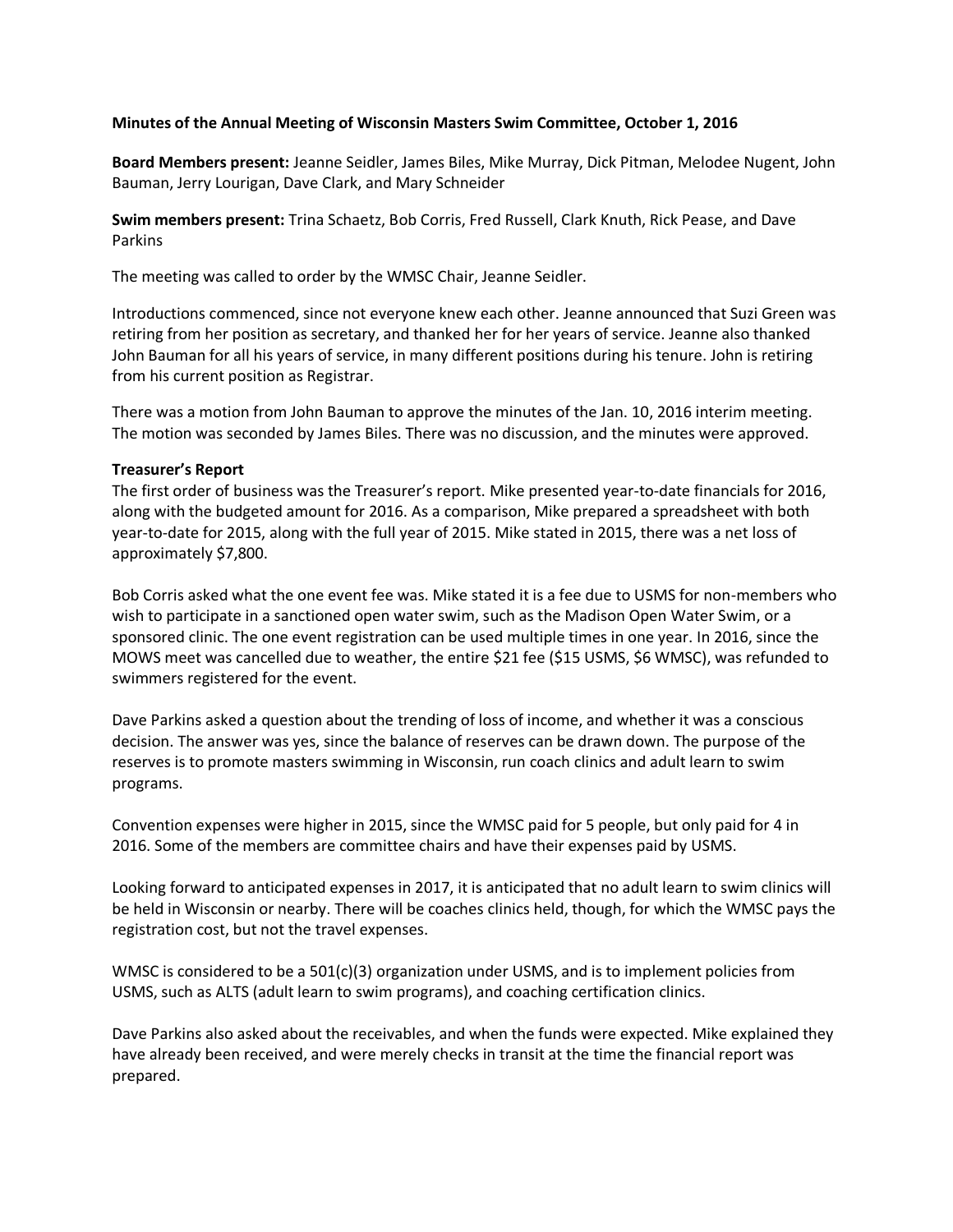**Minutes of the Annual Meeting of Wisconsin Masters Swim Committee, October 1, 2016**

**Board Members present:** Jeanne Seidler, James Biles, Mike Murray, Dick Pitman, Melodee Nugent, John Bauman, Jerry Lourigan, Dave Clark, and Mary Schneider

**Swim members present:** Trina Schaetz, Bob Corris, Fred Russell, Clark Knuth, Rick Pease, and Dave Parkins

The meeting was called to order by the WMSC Chair, Jeanne Seidler.

Introductions commenced, since not everyone knew each other. Jeanne announced that Suzi Green was retiring from her position as secretary, and thanked her for her years of service. Jeanne also thanked John Bauman for all his years of service, in many different positions during his tenure. John is retiring from his current position as Registrar.

There was a motion from John Bauman to approve the minutes of the Jan. 10, 2016 interim meeting. The motion was seconded by James Biles. There was no discussion, and the minutes were approved.

**Treasurer's Report**

The first order of business was the Treasurer's report. Mike presented year-to-date financials for 2016, along with the budgeted amount for 2016. As a comparison, Mike prepared a spreadsheet with both year-to-date for 2015, along with the full year of 2015. Mike stated in 2015, there was a net loss of approximately $7,800.

Bob Corris asked what the one event fee was. Mike stated it is a fee due to USMS for non-members who wish to participate in a sanctioned open water swim, such as the Madison Open Water Swim, or a sponsored clinic. The one event registration can be used multiple times in one year. In 2016, since the MOWS meet was cancelled due to weather, the entire $21 fee ($15 USMS, $6 WMSC), was refunded to swimmers registered for the event.

Dave Parkins asked a question about the trending of loss of income, and whether it was a conscious decision. The answer was yes, since the balance of reserves can be drawn down. The purpose of the reserves is to promote masters swimming in Wisconsin, run coach clinics and adult learn to swim programs.

Convention expenses were higher in 2015, since the WMSC paid for 5 people, but only paid for 4 in 2016. Some of the members are committee chairs and have their expenses paid by USMS.

Looking forward to anticipated expenses in 2017, it is anticipated that no adult learn to swim clinics will be held in Wisconsin or nearby. There will be coaches clinics held, though, for which the WMSC pays the registration cost, but not the travel expenses.

WMSC is considered to be a 501(c)(3) organization under USMS, and is to implement policies from USMS, such as ALTS (adult learn to swim programs), and coaching certification clinics.

Dave Parkins also asked about the receivables, and when the funds were expected. Mike explained they have already been received, and were merely checks in transit at the time the financial report was prepared.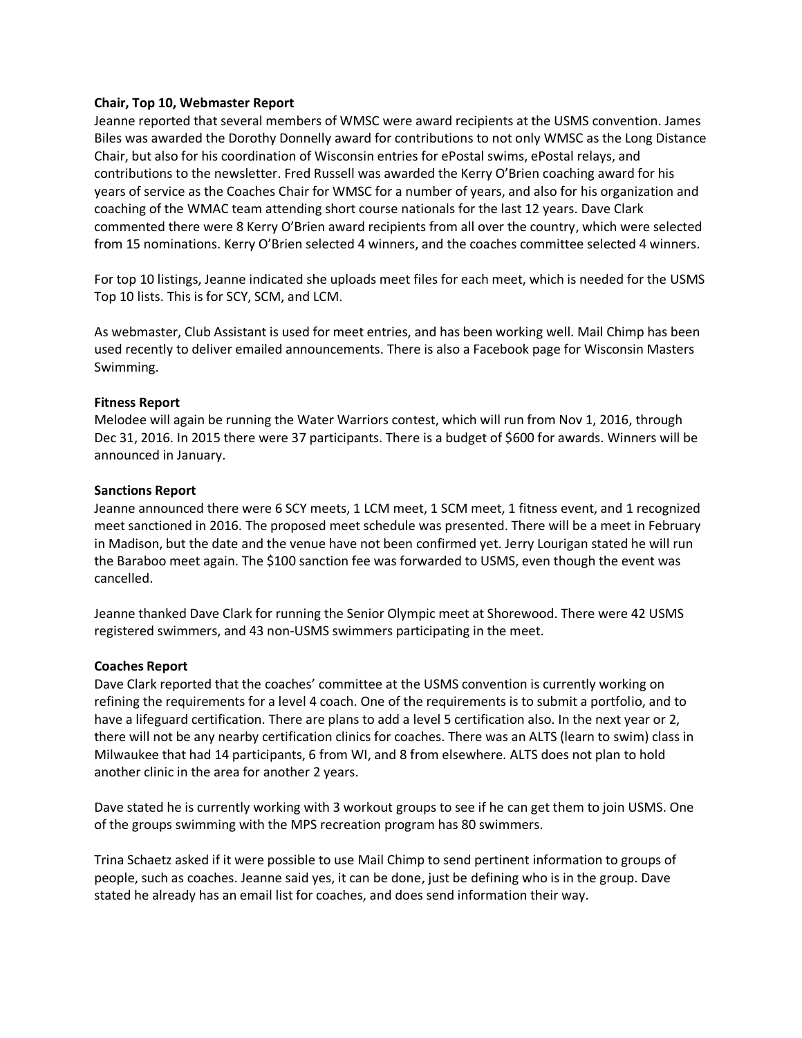**Chair, Top 10, Webmaster Report**

Jeanne reported that several members of WMSC were award recipients at the USMS convention. James Biles was awarded the Dorothy Donnelly award for contributions to not only WMSC as the Long Distance Chair, but also for his coordination of Wisconsin entries for ePostal swims, ePostal relays, and contributions to the newsletter. Fred Russell was awarded the Kerry O'Brien coaching award for his years of service as the Coaches Chair for WMSC for a number of years, and also for his organization and coaching of the WMAC team attending short course nationals for the last 12 years. Dave Clark commented there were 8 Kerry O'Brien award recipients from all over the country, which were selected from 15 nominations. Kerry O'Brien selected 4 winners, and the coaches committee selected 4 winners.

For top 10 listings, Jeanne indicated she uploads meet files for each meet, which is needed for the USMS Top 10 lists. This is for SCY, SCM, and LCM.

As webmaster, Club Assistant is used for meet entries, and has been working well. Mail Chimp has been used recently to deliver emailed announcements. There is also a Facebook page for Wisconsin Masters Swimming.

**Fitness Report**

Melodee will again be running the Water Warriors contest, which will run from Nov 1, 2016, through Dec 31, 2016. In 2015 there were 37 participants. There is a budget of $600 for awards. Winners will be announced in January.

**Sanctions Report**

Jeanne announced there were 6 SCY meets, 1 LCM meet, 1 SCM meet, 1 fitness event, and 1 recognized meet sanctioned in 2016. The proposed meet schedule was presented. There will be a meet in February in Madison, but the date and the venue have not been confirmed yet. Jerry Lourigan stated he will run the Baraboo meet again. The $100 sanction fee was forwarded to USMS, even though the event was cancelled.

Jeanne thanked Dave Clark for running the Senior Olympic meet at Shorewood. There were 42 USMS registered swimmers, and 43 non-USMS swimmers participating in the meet.

**Coaches Report**

Dave Clark reported that the coaches' committee at the USMS convention is currently working on refining the requirements for a level 4 coach. One of the requirements is to submit a portfolio, and to have a lifeguard certification. There are plans to add a level 5 certification also. In the next year or 2, there will not be any nearby certification clinics for coaches. There was an ALTS (learn to swim) class in Milwaukee that had 14 participants, 6 from WI, and 8 from elsewhere. ALTS does not plan to hold another clinic in the area for another 2 years.

Dave stated he is currently working with 3 workout groups to see if he can get them to join USMS. One of the groups swimming with the MPS recreation program has 80 swimmers.

Trina Schaetz asked if it were possible to use Mail Chimp to send pertinent information to groups of people, such as coaches. Jeanne said yes, it can be done, just be defining who is in the group. Dave stated he already has an email list for coaches, and does send information their way.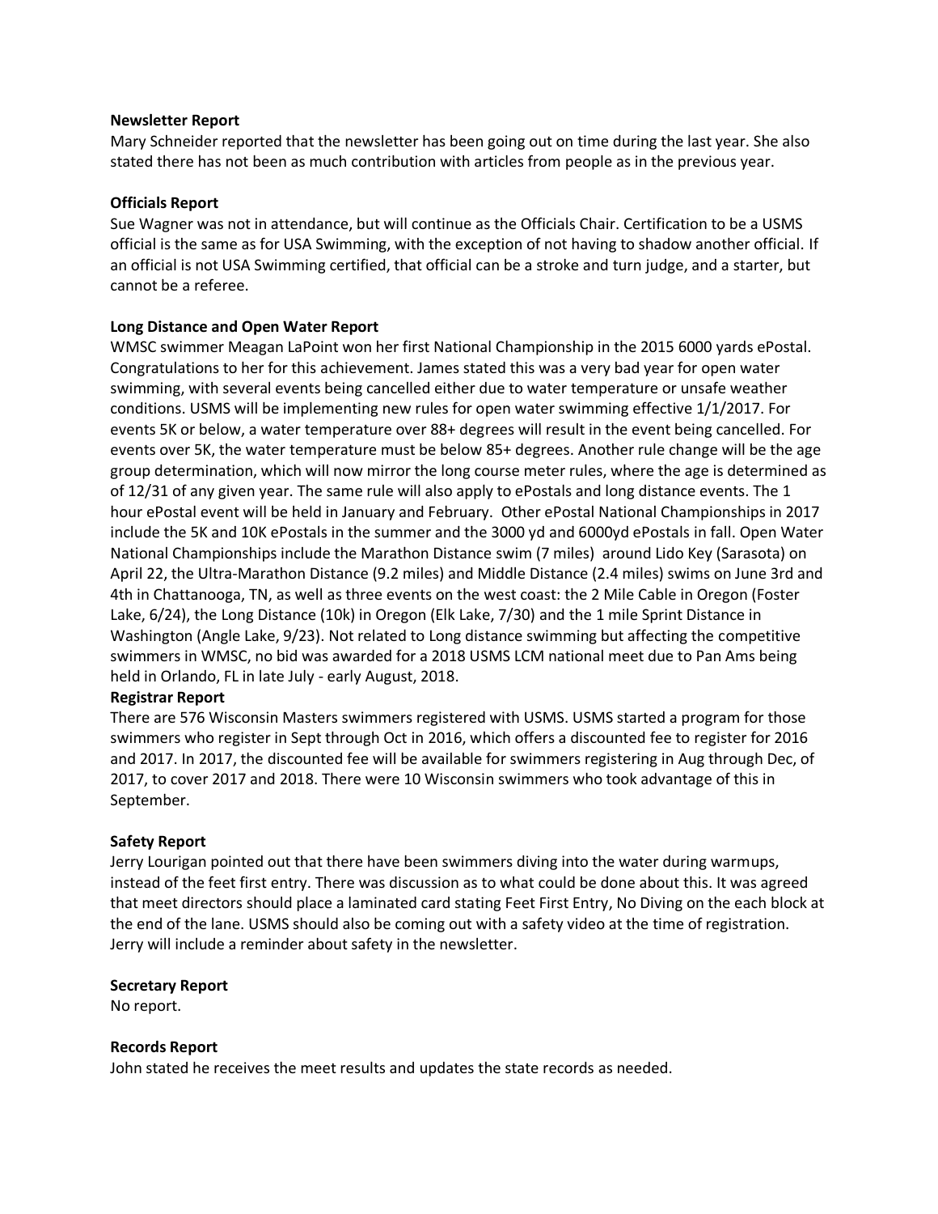**Newsletter Report**

Mary Schneider reported that the newsletter has been going out on time during the last year. She also stated there has not been as much contribution with articles from people as in the previous year.

**Officials Report**

Sue Wagner was not in attendance, but will continue as the Officials Chair. Certification to be a USMS official is the same as for USA Swimming, with the exception of not having to shadow another official. If an official is not USA Swimming certified, that official can be a stroke and turn judge, and a starter, but cannot be a referee.

**Long Distance and Open Water Report**

WMSC swimmer Meagan LaPoint won her first National Championship in the 2015 6000 yards ePostal. Congratulations to her for this achievement. James stated this was a very bad year for open water swimming, with several events being cancelled either due to water temperature or unsafe weather conditions. USMS will be implementing new rules for open water swimming effective 1/1/2017. For events 5K or below, a water temperature over 88+ degrees will result in the event being cancelled. For events over 5K, the water temperature must be below 85+ degrees. Another rule change will be the age group determination, which will now mirror the long course meter rules, where the age is determined as of 12/31 of any given year. The same rule will also apply to ePostals and long distance events. The 1 hour ePostal event will be held in January and February. Other ePostal National Championships in 2017 include the 5K and 10K ePostals in the summer and the 3000 yd and 6000yd ePostals in fall. Open Water National Championships include the Marathon Distance swim (7 miles) around Lido Key (Sarasota) on April 22, the Ultra-Marathon Distance (9.2 miles) and Middle Distance (2.4 miles) swims on June 3rd and 4th in Chattanooga, TN, as well as three events on the west coast: the 2 Mile Cable in Oregon (Foster Lake, 6/24), the Long Distance (10k) in Oregon (Elk Lake, 7/30) and the 1 mile Sprint Distance in Washington (Angle Lake, 9/23). Not related to Long distance swimming but affecting the competitive swimmers in WMSC, no bid was awarded for a 2018 USMS LCM national meet due to Pan Ams being held in Orlando, FL in late July - early August, 2018.

**Registrar Report**

There are 576 Wisconsin Masters swimmers registered with USMS. USMS started a program for those swimmers who register in Sept through Oct in 2016, which offers a discounted fee to register for 2016 and 2017. In 2017, the discounted fee will be available for swimmers registering in Aug through Dec, of 2017, to cover 2017 and 2018. There were 10 Wisconsin swimmers who took advantage of this in September.

**Safety Report**

Jerry Lourigan pointed out that there have been swimmers diving into the water during warmups, instead of the feet first entry. There was discussion as to what could be done about this. It was agreed that meet directors should place a laminated card stating Feet First Entry, No Diving on the each block at the end of the lane. USMS should also be coming out with a safety video at the time of registration. Jerry will include a reminder about safety in the newsletter.

**Secretary Report**

No report.

**Records Report**

John stated he receives the meet results and updates the state records as needed.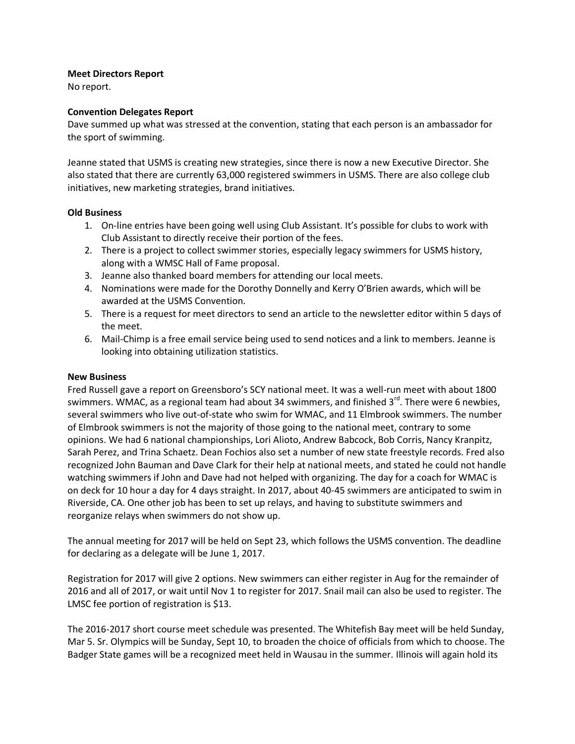**Meet Directors Report**

No report.

**Convention Delegates Report**

Dave summed up what was stressed at the convention, stating that each person is an ambassador for the sport of swimming.

Jeanne stated that USMS is creating new strategies, since there is now a new Executive Director. She also stated that there are currently 63,000 registered swimmers in USMS. There are also college club initiatives, new marketing strategies, brand initiatives.

**Old Business**

1. On-line entries have been going well using Club Assistant. It's possible for clubs to work with Club Assistant to directly receive their portion of the fees.
2. There is a project to collect swimmer stories, especially legacy swimmers for USMS history, along with a WMSC Hall of Fame proposal.
3. Jeanne also thanked board members for attending our local meets.
4. Nominations were made for the Dorothy Donnelly and Kerry O'Brien awards, which will be awarded at the USMS Convention.
5. There is a request for meet directors to send an article to the newsletter editor within 5 days of the meet.
6. Mail-Chimp is a free email service being used to send notices and a link to members. Jeanne is looking into obtaining utilization statistics.

**New Business**

Fred Russell gave a report on Greensboro's SCY national meet. It was a well-run meet with about 1800 swimmers. WMAC, as a regional team had about 34 swimmers, and finished 3rd. There were 6 newbies, several swimmers who live out-of-state who swim for WMAC, and 11 Elmbrook swimmers. The number of Elmbrook swimmers is not the majority of those going to the national meet, contrary to some opinions. We had 6 national championships, Lori Alioto, Andrew Babcock, Bob Corris, Nancy Kranpitz, Sarah Perez, and Trina Schaetz. Dean Fochios also set a number of new state freestyle records. Fred also recognized John Bauman and Dave Clark for their help at national meets, and stated he could not handle watching swimmers if John and Dave had not helped with organizing. The day for a coach for WMAC is on deck for 10 hour a day for 4 days straight. In 2017, about 40-45 swimmers are anticipated to swim in Riverside, CA. One other job has been to set up relays, and having to substitute swimmers and reorganize relays when swimmers do not show up.

The annual meeting for 2017 will be held on Sept 23, which follows the USMS convention. The deadline for declaring as a delegate will be June 1, 2017.

Registration for 2017 will give 2 options. New swimmers can either register in Aug for the remainder of 2016 and all of 2017, or wait until Nov 1 to register for 2017. Snail mail can also be used to register. The LMSC fee portion of registration is $13.

The 2016-2017 short course meet schedule was presented. The Whitefish Bay meet will be held Sunday, Mar 5. Sr. Olympics will be Sunday, Sept 10, to broaden the choice of officials from which to choose. The Badger State games will be a recognized meet held in Wausau in the summer. Illinois will again hold its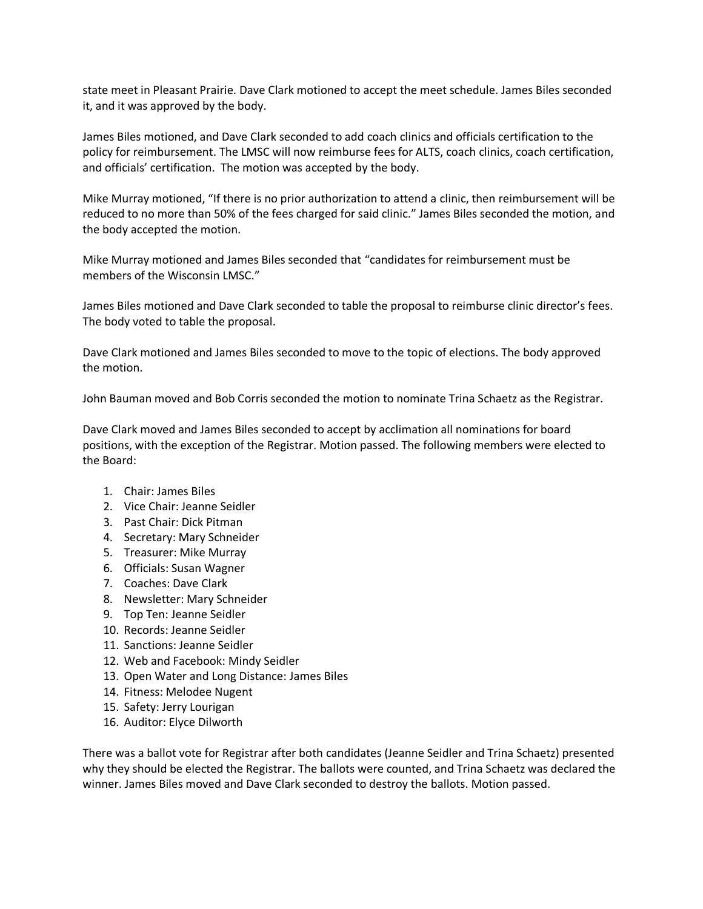state meet in Pleasant Prairie. Dave Clark motioned to accept the meet schedule. James Biles seconded it, and it was approved by the body.

James Biles motioned, and Dave Clark seconded to add coach clinics and officials certification to the policy for reimbursement. The LMSC will now reimburse fees for ALTS, coach clinics, coach certification, and officials' certification. The motion was accepted by the body.

Mike Murray motioned, "If there is no prior authorization to attend a clinic, then reimbursement will be reduced to no more than 50% of the fees charged for said clinic." James Biles seconded the motion, and the body accepted the motion.

Mike Murray motioned and James Biles seconded that "candidates for reimbursement must be members of the Wisconsin LMSC."

James Biles motioned and Dave Clark seconded to table the proposal to reimburse clinic director's fees. The body voted to table the proposal.

Dave Clark motioned and James Biles seconded to move to the topic of elections. The body approved the motion.

John Bauman moved and Bob Corris seconded the motion to nominate Trina Schaetz as the Registrar.

Dave Clark moved and James Biles seconded to accept by acclimation all nominations for board positions, with the exception of the Registrar. Motion passed. The following members were elected to the Board:

1. Chair: James Biles
2. Vice Chair: Jeanne Seidler
3. Past Chair: Dick Pitman
4. Secretary: Mary Schneider
5. Treasurer: Mike Murray
6. Officials: Susan Wagner
7. Coaches: Dave Clark
8. Newsletter: Mary Schneider
9. Top Ten: Jeanne Seidler
10. Records: Jeanne Seidler
11. Sanctions: Jeanne Seidler
12. Web and Facebook: Mindy Seidler
13. Open Water and Long Distance: James Biles
14. Fitness: Melodee Nugent
15. Safety: Jerry Lourigan
16. Auditor: Elyce Dilworth

There was a ballot vote for Registrar after both candidates (Jeanne Seidler and Trina Schaetz) presented why they should be elected the Registrar. The ballots were counted, and Trina Schaetz was declared the winner. James Biles moved and Dave Clark seconded to destroy the ballots. Motion passed.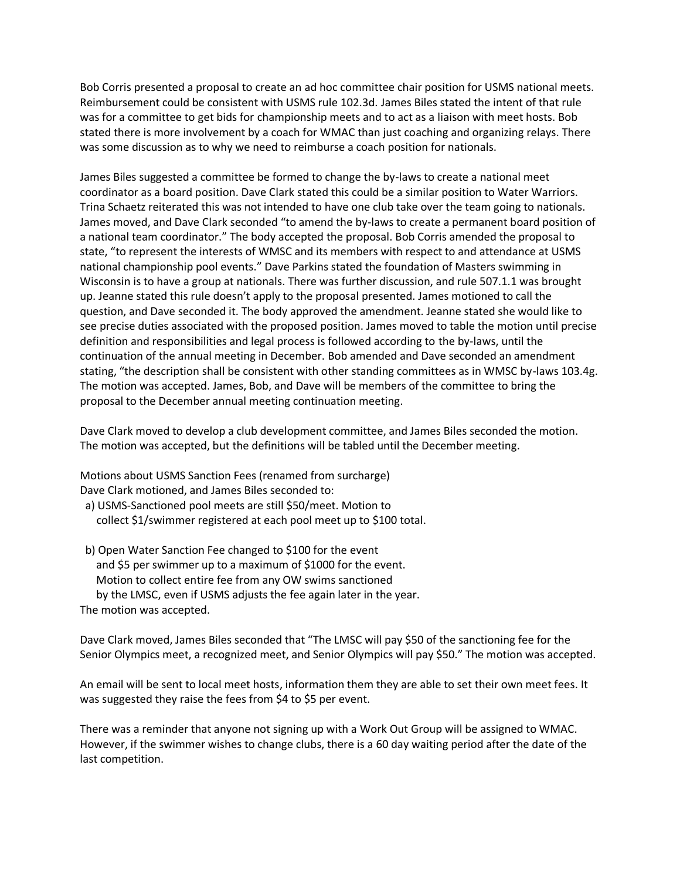Bob Corris presented a proposal to create an ad hoc committee chair position for USMS national meets. Reimbursement could be consistent with USMS rule 102.3d. James Biles stated the intent of that rule was for a committee to get bids for championship meets and to act as a liaison with meet hosts. Bob stated there is more involvement by a coach for WMAC than just coaching and organizing relays. There was some discussion as to why we need to reimburse a coach position for nationals.

James Biles suggested a committee be formed to change the by-laws to create a national meet coordinator as a board position. Dave Clark stated this could be a similar position to Water Warriors. Trina Schaetz reiterated this was not intended to have one club take over the team going to nationals. James moved, and Dave Clark seconded "to amend the by-laws to create a permanent board position of a national team coordinator." The body accepted the proposal. Bob Corris amended the proposal to state, "to represent the interests of WMSC and its members with respect to and attendance at USMS national championship pool events." Dave Parkins stated the foundation of Masters swimming in Wisconsin is to have a group at nationals. There was further discussion, and rule 507.1.1 was brought up. Jeanne stated this rule doesn't apply to the proposal presented. James motioned to call the question, and Dave seconded it. The body approved the amendment. Jeanne stated she would like to see precise duties associated with the proposed position. James moved to table the motion until precise definition and responsibilities and legal process is followed according to the by-laws, until the continuation of the annual meeting in December. Bob amended and Dave seconded an amendment stating, "the description shall be consistent with other standing committees as in WMSC by-laws 103.4g. The motion was accepted. James, Bob, and Dave will be members of the committee to bring the proposal to the December annual meeting continuation meeting.

Dave Clark moved to develop a club development committee, and James Biles seconded the motion. The motion was accepted, but the definitions will be tabled until the December meeting.

Motions about USMS Sanction Fees (renamed from surcharge)
Dave Clark motioned, and James Biles seconded to:

a) USMS-Sanctioned pool meets are still $50/meet. Motion to collect $1/swimmer registered at each pool meet up to $100 total.

b) Open Water Sanction Fee changed to $100 for the event and $5 per swimmer up to a maximum of $1000 for the event. Motion to collect entire fee from any OW swims sanctioned by the LMSC, even if USMS adjusts the fee again later in the year.

The motion was accepted.

Dave Clark moved, James Biles seconded that "The LMSC will pay $50 of the sanctioning fee for the Senior Olympics meet, a recognized meet, and Senior Olympics will pay $50." The motion was accepted.

An email will be sent to local meet hosts, information them they are able to set their own meet fees. It was suggested they raise the fees from $4 to $5 per event.

There was a reminder that anyone not signing up with a Work Out Group will be assigned to WMAC. However, if the swimmer wishes to change clubs, there is a 60 day waiting period after the date of the last competition.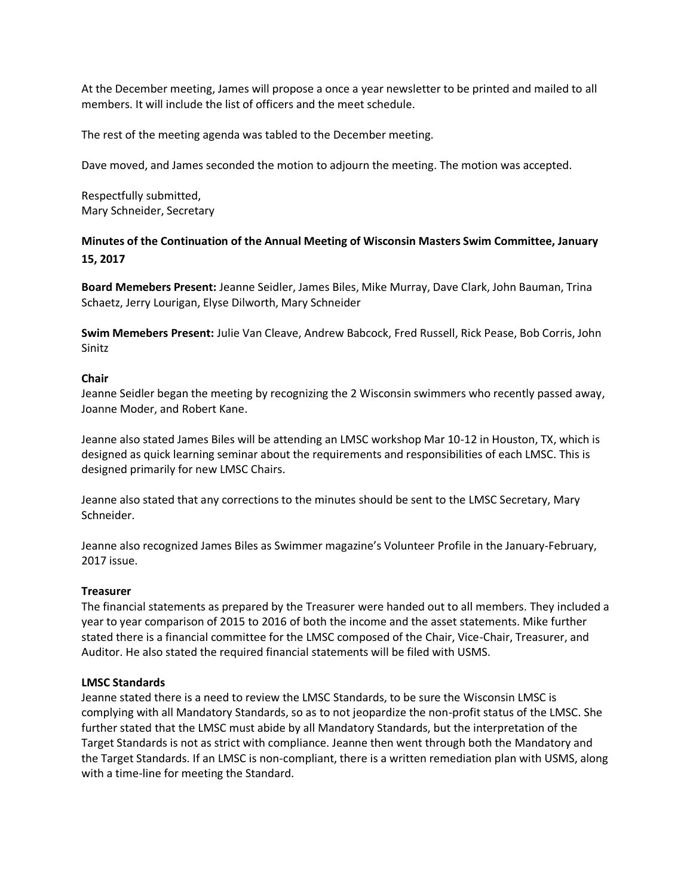At the December meeting, James will propose a once a year newsletter to be printed and mailed to all members. It will include the list of officers and the meet schedule.

The rest of the meeting agenda was tabled to the December meeting.

Dave moved, and James seconded the motion to adjourn the meeting. The motion was accepted.

Respectfully submitted,
Mary Schneider, Secretary

**Minutes of the Continuation of the Annual Meeting of Wisconsin Masters Swim Committee, January 15, 2017**

**Board Memebers Present:** Jeanne Seidler, James Biles, Mike Murray, Dave Clark, John Bauman, Trina Schaetz, Jerry Lourigan, Elyse Dilworth, Mary Schneider

**Swim Memebers Present:** Julie Van Cleave, Andrew Babcock, Fred Russell, Rick Pease, Bob Corris, John Sinitz

**Chair**
Jeanne Seidler began the meeting by recognizing the 2 Wisconsin swimmers who recently passed away, Joanne Moder, and Robert Kane.

Jeanne also stated James Biles will be attending an LMSC workshop Mar 10-12 in Houston, TX, which is designed as quick learning seminar about the requirements and responsibilities of each LMSC. This is designed primarily for new LMSC Chairs.

Jeanne also stated that any corrections to the minutes should be sent to the LMSC Secretary, Mary Schneider.

Jeanne also recognized James Biles as Swimmer magazine's Volunteer Profile in the January-February, 2017 issue.

**Treasurer**
The financial statements as prepared by the Treasurer were handed out to all members. They included a year to year comparison of 2015 to 2016 of both the income and the asset statements. Mike further stated there is a financial committee for the LMSC composed of the Chair, Vice-Chair, Treasurer, and Auditor. He also stated the required financial statements will be filed with USMS.

**LMSC Standards**
Jeanne stated there is a need to review the LMSC Standards, to be sure the Wisconsin LMSC is complying with all Mandatory Standards, so as to not jeopardize the non-profit status of the LMSC. She further stated that the LMSC must abide by all Mandatory Standards, but the interpretation of the Target Standards is not as strict with compliance. Jeanne then went through both the Mandatory and the Target Standards. If an LMSC is non-compliant, there is a written remediation plan with USMS, along with a time-line for meeting the Standard.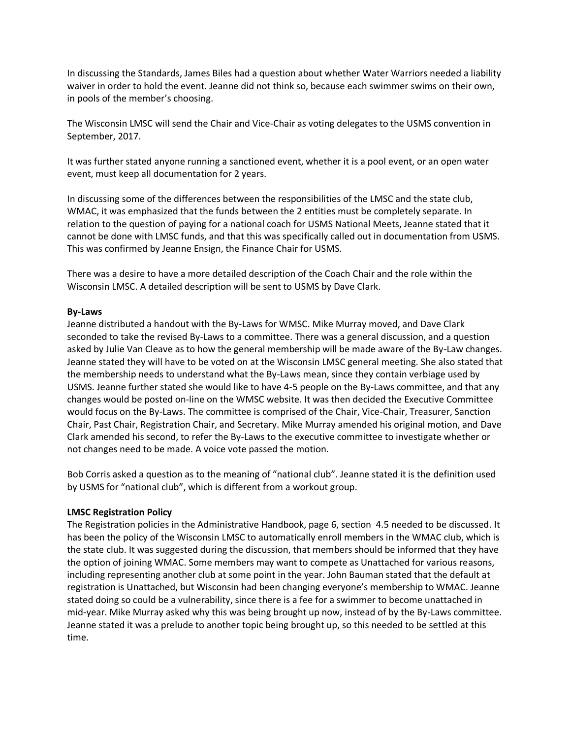In discussing the Standards, James Biles had a question about whether Water Warriors needed a liability waiver in order to hold the event. Jeanne did not think so, because each swimmer swims on their own, in pools of the member's choosing.

The Wisconsin LMSC will send the Chair and Vice-Chair as voting delegates to the USMS convention in September, 2017.

It was further stated anyone running a sanctioned event, whether it is a pool event, or an open water event, must keep all documentation for 2 years.

In discussing some of the differences between the responsibilities of the LMSC and the state club, WMAC, it was emphasized that the funds between the 2 entities must be completely separate. In relation to the question of paying for a national coach for USMS National Meets, Jeanne stated that it cannot be done with LMSC funds, and that this was specifically called out in documentation from USMS. This was confirmed by Jeanne Ensign, the Finance Chair for USMS.

There was a desire to have a more detailed description of the Coach Chair and the role within the Wisconsin LMSC. A detailed description will be sent to USMS by Dave Clark.

**By-Laws**

Jeanne distributed a handout with the By-Laws for WMSC. Mike Murray moved, and Dave Clark seconded to take the revised By-Laws to a committee. There was a general discussion, and a question asked by Julie Van Cleave as to how the general membership will be made aware of the By-Law changes. Jeanne stated they will have to be voted on at the Wisconsin LMSC general meeting. She also stated that the membership needs to understand what the By-Laws mean, since they contain verbiage used by USMS. Jeanne further stated she would like to have 4-5 people on the By-Laws committee, and that any changes would be posted on-line on the WMSC website. It was then decided the Executive Committee would focus on the By-Laws. The committee is comprised of the Chair, Vice-Chair, Treasurer, Sanction Chair, Past Chair, Registration Chair, and Secretary. Mike Murray amended his original motion, and Dave Clark amended his second, to refer the By-Laws to the executive committee to investigate whether or not changes need to be made. A voice vote passed the motion.

Bob Corris asked a question as to the meaning of "national club". Jeanne stated it is the definition used by USMS for "national club", which is different from a workout group.

**LMSC Registration Policy**

The Registration policies in the Administrative Handbook, page 6, section 4.5 needed to be discussed. It has been the policy of the Wisconsin LMSC to automatically enroll members in the WMAC club, which is the state club. It was suggested during the discussion, that members should be informed that they have the option of joining WMAC. Some members may want to compete as Unattached for various reasons, including representing another club at some point in the year. John Bauman stated that the default at registration is Unattached, but Wisconsin had been changing everyone's membership to WMAC. Jeanne stated doing so could be a vulnerability, since there is a fee for a swimmer to become unattached in mid-year. Mike Murray asked why this was being brought up now, instead of by the By-Laws committee. Jeanne stated it was a prelude to another topic being brought up, so this needed to be settled at this time.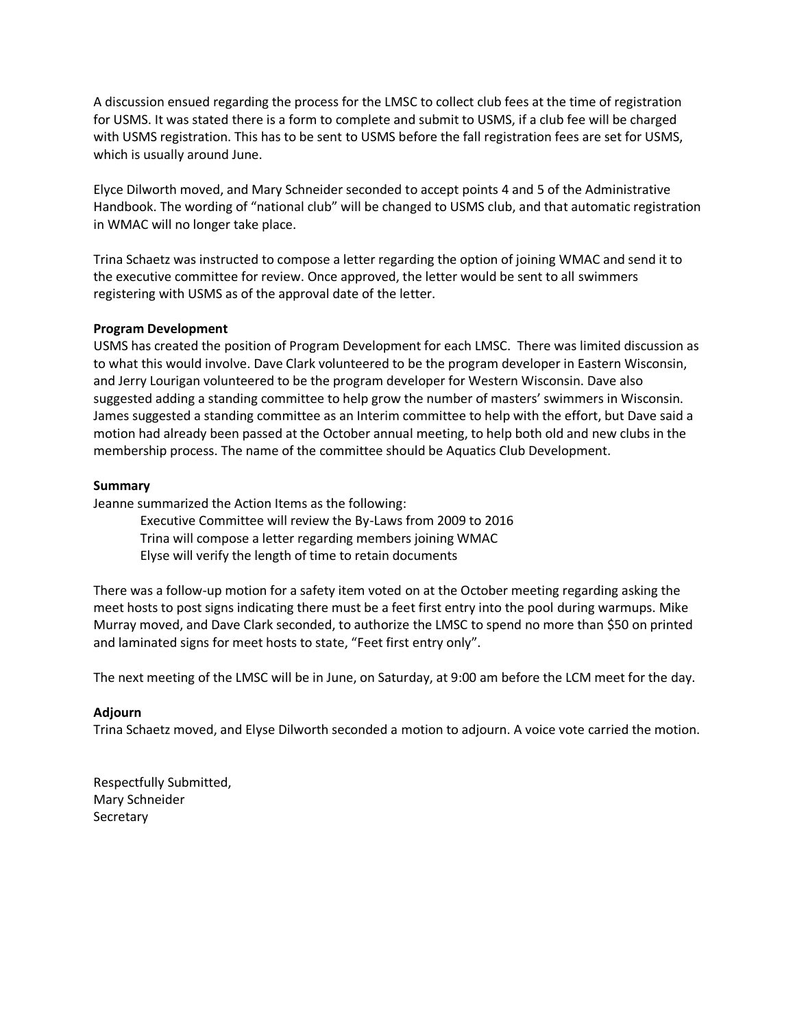A discussion ensued regarding the process for the LMSC to collect club fees at the time of registration for USMS. It was stated there is a form to complete and submit to USMS, if a club fee will be charged with USMS registration. This has to be sent to USMS before the fall registration fees are set for USMS, which is usually around June.

Elyce Dilworth moved, and Mary Schneider seconded to accept points 4 and 5 of the Administrative Handbook. The wording of "national club" will be changed to USMS club, and that automatic registration in WMAC will no longer take place.

Trina Schaetz was instructed to compose a letter regarding the option of joining WMAC and send it to the executive committee for review. Once approved, the letter would be sent to all swimmers registering with USMS as of the approval date of the letter.

**Program Development**

USMS has created the position of Program Development for each LMSC. There was limited discussion as to what this would involve. Dave Clark volunteered to be the program developer in Eastern Wisconsin, and Jerry Lourigan volunteered to be the program developer for Western Wisconsin. Dave also suggested adding a standing committee to help grow the number of masters' swimmers in Wisconsin. James suggested a standing committee as an Interim committee to help with the effort, but Dave said a motion had already been passed at the October annual meeting, to help both old and new clubs in the membership process. The name of the committee should be Aquatics Club Development.

**Summary**

Jeanne summarized the Action Items as the following:

- Executive Committee will review the By-Laws from 2009 to 2016
- Trina will compose a letter regarding members joining WMAC
- Elyse will verify the length of time to retain documents

There was a follow-up motion for a safety item voted on at the October meeting regarding asking the meet hosts to post signs indicating there must be a feet first entry into the pool during warmups. Mike Murray moved, and Dave Clark seconded, to authorize the LMSC to spend no more than $50 on printed and laminated signs for meet hosts to state, "Feet first entry only".

The next meeting of the LMSC will be in June, on Saturday, at 9:00 am before the LCM meet for the day.

**Adjourn**

Trina Schaetz moved, and Elyse Dilworth seconded a motion to adjourn. A voice vote carried the motion.

Respectfully Submitted,
Mary Schneider
Secretary